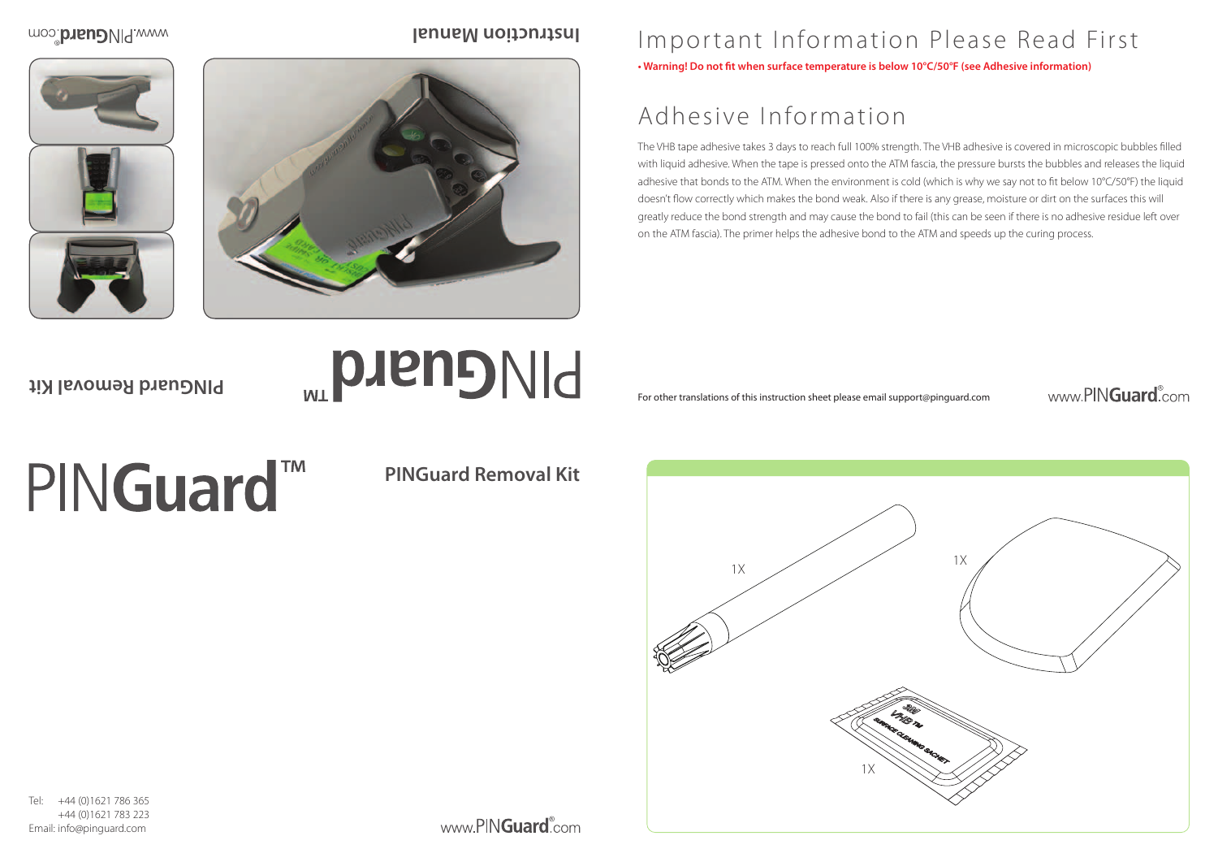# Important Information Please Read First

**• Warning! Do not fit when surface temperature is below 10°C/50°F (see Adhesive information)**

## Adhesive Information

The VHB tape adhesive takes 3 days to reach full 100% strength. The VHB adhesive is covered in microscopic bubbles filled with liquid adhesive. When the tape is pressed onto the ATM fascia, the pressure bursts the bubbles and releases the liquid adhesive that bonds to the ATM. When the environment is cold (which is why we say not to fit below 10°C/50°F) the liquid doesn't flow correctly which makes the bond weak. Also if there is any grease, moisture or dirt on the surfaces this will greatly reduce the bond strength and may cause the bond to fail (this can be seen if there is no adhesive residue left over on the ATM fascia). The primer helps the adhesive bond to the ATM and speeds up the curing process.

For other translations of this instruction sheet please email support@pinguard.com

www.PINGuard®.com

Instruction Manual

PINGuard™

PINGuard Removal Kit

www.PINGuard®.com

# PINGuard™

## PINGuard Removal Kit

1X

1X

1X

3M VHB™ SURFACE CLEANING SACHET

Tel: +44 (0)1621 786 365
+44 (0)1621 783 223
Email: info@pinguard.com

www.PINGuard®.com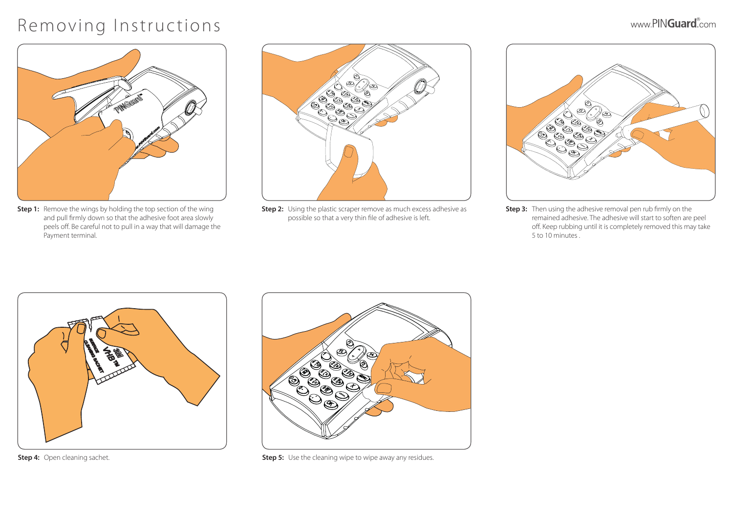# Removing Instructions

www.PINGuard®.com

**Step 1:** Remove the wings by holding the top section of the wing and pull firmly down so that the adhesive foot area slowly peels off. Be careful not to pull in a way that will damage the Payment terminal.

**Step 2:** Using the plastic scraper remove as much excess adhesive as possible so that a very thin file of adhesive is left.

**Step 3:** Then using the adhesive removal pen rub firmly on the remained adhesive. The adhesive will start to soften are peel off. Keep rubbing until it is completely removed this may take 5 to 10 minutes .

**Step 4:** Open cleaning sachet.

**Step 5:** Use the cleaning wipe to wipe away any residues.